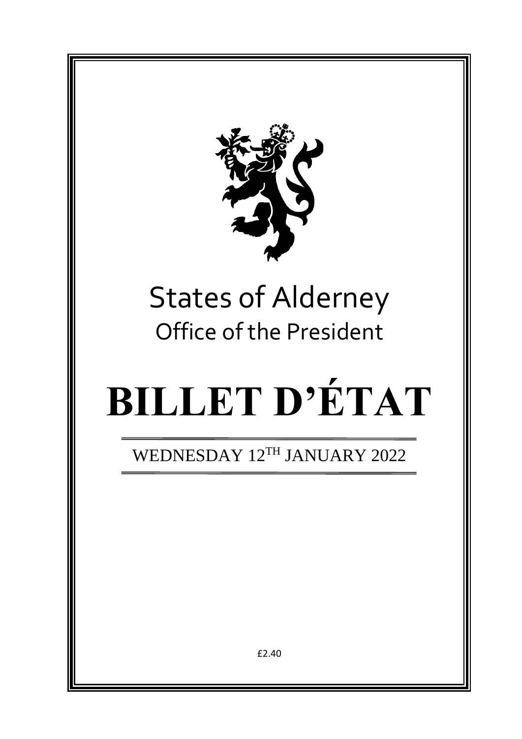# States of Alderney

## Office of the President

# BILLET D'ÉTAT

WEDNESDAY 12[TH] JANUARY 2022

£2.40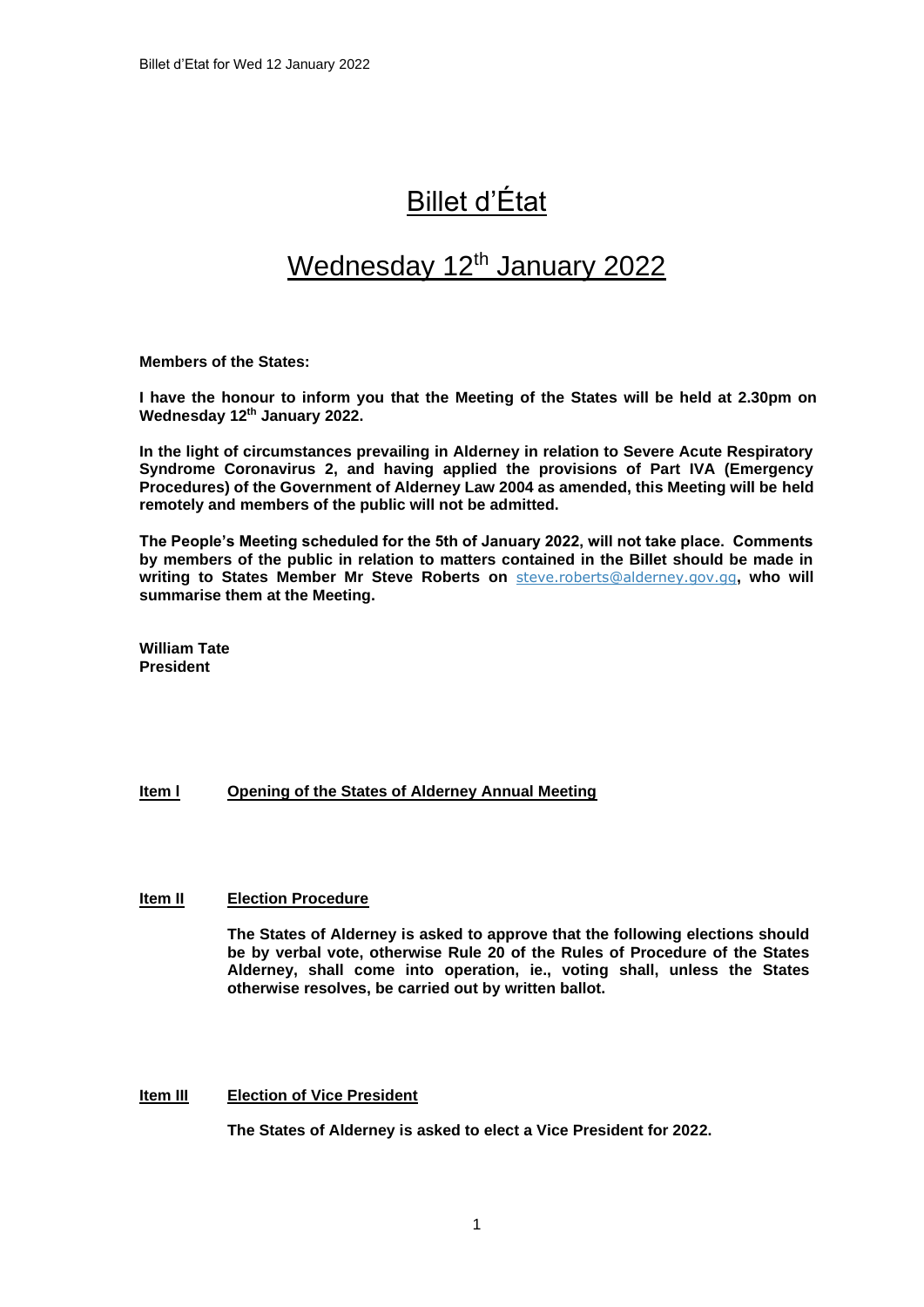# Billet d'État

## Wednesday 12th January 2022

**Members of the States:**

**I have the honour to inform you that the Meeting of the States will be held at 2.30pm on Wednesday 12th January 2022.**

**In the light of circumstances prevailing in Alderney in relation to Severe Acute Respiratory Syndrome Coronavirus 2, and having applied the provisions of Part IVA (Emergency Procedures) of the Government of Alderney Law 2004 as amended, this Meeting will be held remotely and members of the public will not be admitted.**

**The People's Meeting scheduled for the 5th of January 2022, will not take place. Comments by members of the public in relation to matters contained in the Billet should be made in writing to States Member Mr Steve Roberts on** steve.roberts@alderney.gov.gg**, who will summarise them at the Meeting.**

**William Tate**
**President**

**Item l** **Opening of the States of Alderney Annual Meeting**

**Item II** **Election Procedure**

**The States of Alderney is asked to approve that the following elections should be by verbal vote, otherwise Rule 20 of the Rules of Procedure of the States Alderney, shall come into operation, ie., voting shall, unless the States otherwise resolves, be carried out by written ballot.**

**Item III** **Election of Vice President**

**The States of Alderney is asked to elect a Vice President for 2022.**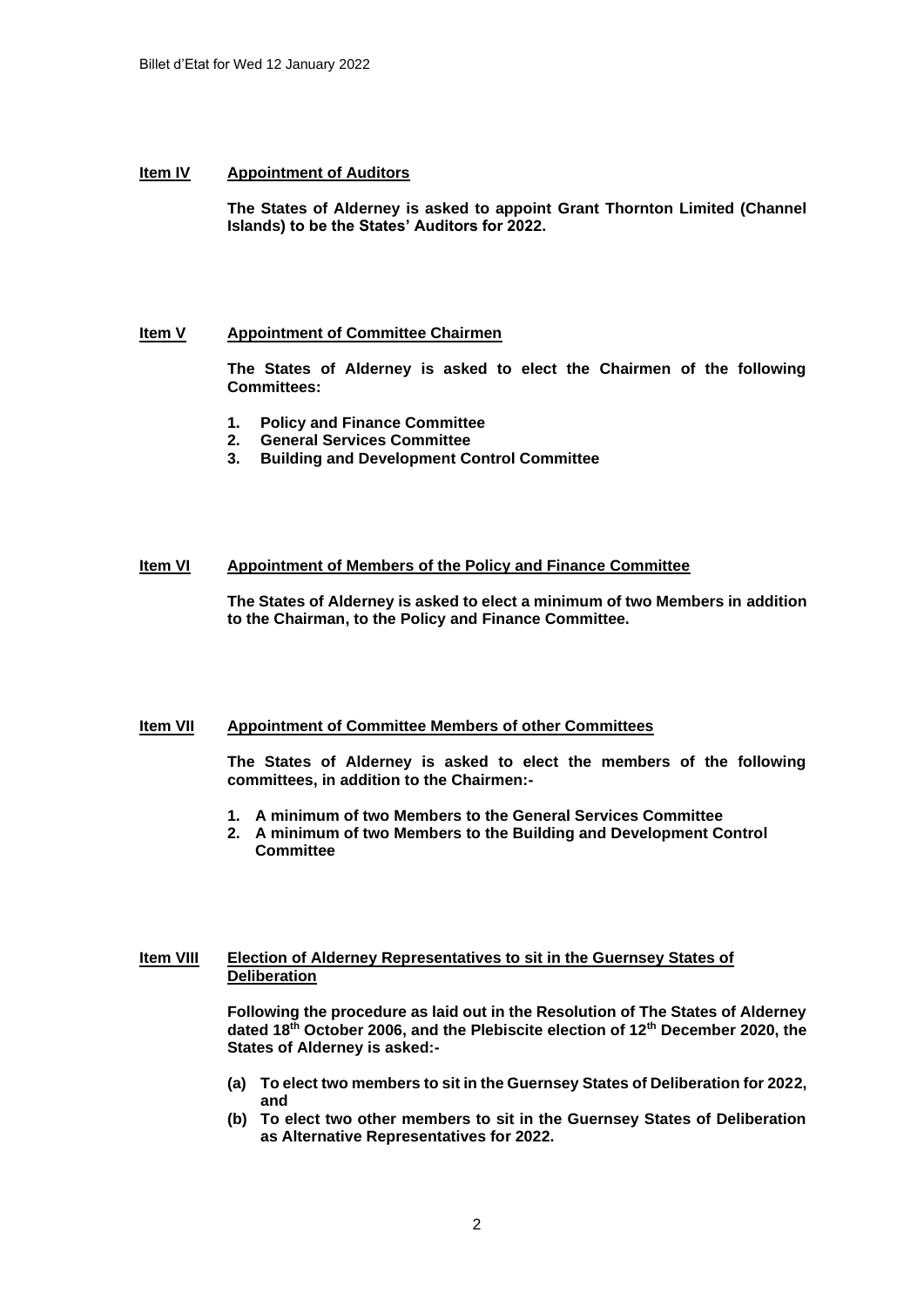**Item IV** **Appointment of Auditors**

**The States of Alderney is asked to appoint Grant Thornton Limited (Channel Islands) to be the States' Auditors for 2022.**

**Item V** **Appointment of Committee Chairmen**

**The States of Alderney is asked to elect the Chairmen of the following Committees:**

1. **Policy and Finance Committee**
2. **General Services Committee**
3. **Building and Development Control Committee**

**Item VI** **Appointment of Members of the Policy and Finance Committee**

**The States of Alderney is asked to elect a minimum of two Members in addition to the Chairman, to the Policy and Finance Committee.**

**Item VII** **Appointment of Committee Members of other Committees**

**The States of Alderney is asked to elect the members of the following committees, in addition to the Chairmen:-**

1. **A minimum of two Members to the General Services Committee**
2. **A minimum of two Members to the Building and Development Control Committee**

**Item VIII** **Election of Alderney Representatives to sit in the Guernsey States of Deliberation**

**Following the procedure as laid out in the Resolution of The States of Alderney dated 18th October 2006, and the Plebiscite election of 12th December 2020, the States of Alderney is asked:-**

- **(a) To elect two members to sit in the Guernsey States of Deliberation for 2022, and**
- **(b) To elect two other members to sit in the Guernsey States of Deliberation as Alternative Representatives for 2022.**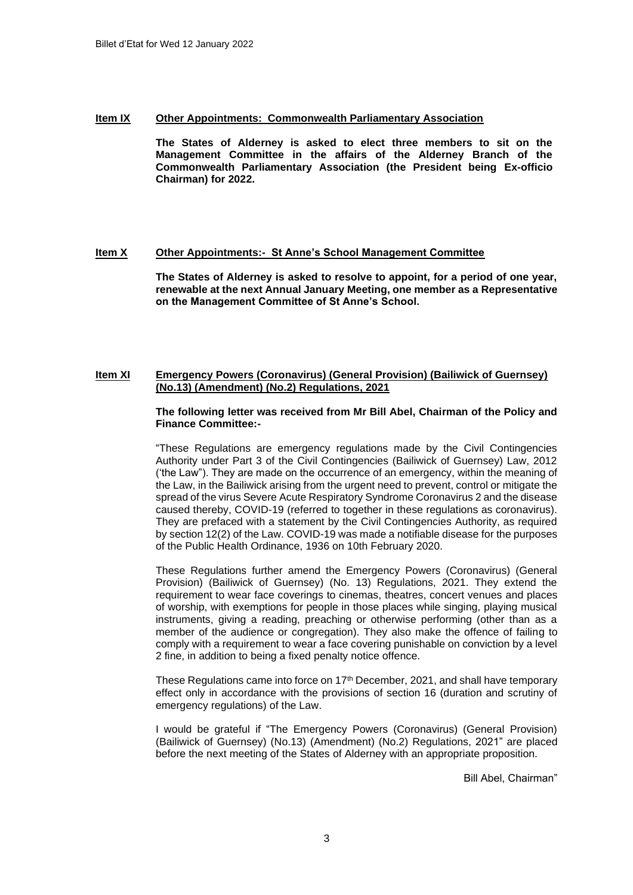**Item IX Other Appointments: Commonwealth Parliamentary Association**

**The States of Alderney is asked to elect three members to sit on the Management Committee in the affairs of the Alderney Branch of the Commonwealth Parliamentary Association (the President being Ex-officio Chairman) for 2022.**

**Item X Other Appointments:- St Anne's School Management Committee**

**The States of Alderney is asked to resolve to appoint, for a period of one year, renewable at the next Annual January Meeting, one member as a Representative on the Management Committee of St Anne's School.**

**Item XI Emergency Powers (Coronavirus) (General Provision) (Bailiwick of Guernsey) (No.13) (Amendment) (No.2) Regulations, 2021**

**The following letter was received from Mr Bill Abel, Chairman of the Policy and Finance Committee:-**

"These Regulations are emergency regulations made by the Civil Contingencies Authority under Part 3 of the Civil Contingencies (Bailiwick of Guernsey) Law, 2012 ('the Law"). They are made on the occurrence of an emergency, within the meaning of the Law, in the Bailiwick arising from the urgent need to prevent, control or mitigate the spread of the virus Severe Acute Respiratory Syndrome Coronavirus 2 and the disease caused thereby, COVID-19 (referred to together in these regulations as coronavirus). They are prefaced with a statement by the Civil Contingencies Authority, as required by section 12(2) of the Law. COVID-19 was made a notifiable disease for the purposes of the Public Health Ordinance, 1936 on 10th February 2020.

These Regulations further amend the Emergency Powers (Coronavirus) (General Provision) (Bailiwick of Guernsey) (No. 13) Regulations, 2021. They extend the requirement to wear face coverings to cinemas, theatres, concert venues and places of worship, with exemptions for people in those places while singing, playing musical instruments, giving a reading, preaching or otherwise performing (other than as a member of the audience or congregation). They also make the offence of failing to comply with a requirement to wear a face covering punishable on conviction by a level 2 fine, in addition to being a fixed penalty notice offence.

These Regulations came into force on 17th December, 2021, and shall have temporary effect only in accordance with the provisions of section 16 (duration and scrutiny of emergency regulations) of the Law.

I would be grateful if "The Emergency Powers (Coronavirus) (General Provision) (Bailiwick of Guernsey) (No.13) (Amendment) (No.2) Regulations, 2021" are placed before the next meeting of the States of Alderney with an appropriate proposition.

Bill Abel, Chairman"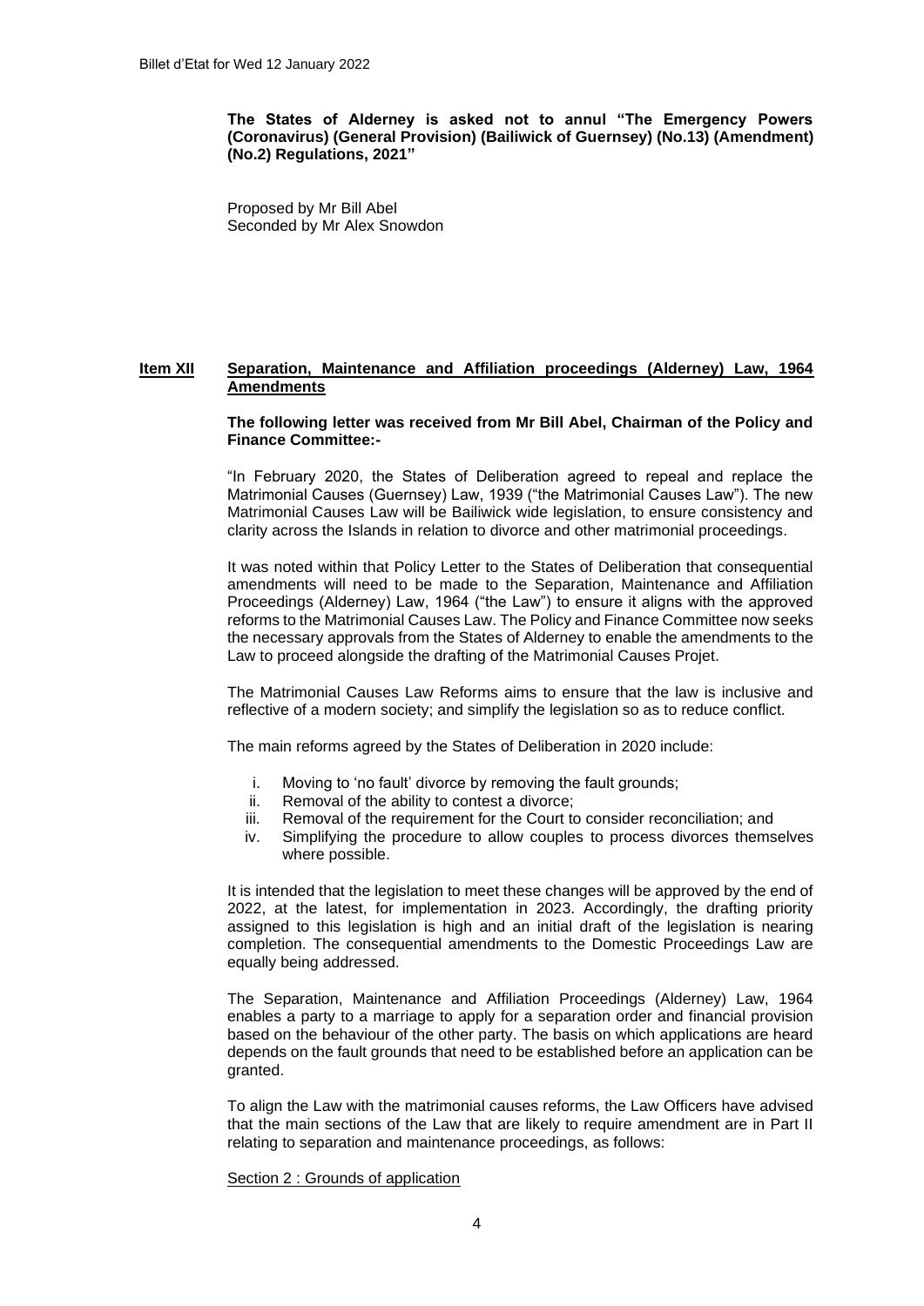**The States of Alderney is asked not to annul "The Emergency Powers (Coronavirus) (General Provision) (Bailiwick of Guernsey) (No.13) (Amendment) (No.2) Regulations, 2021"**

Proposed by Mr Bill Abel
Seconded by Mr Alex Snowdon

## Item XII Separation, Maintenance and Affiliation proceedings (Alderney) Law, 1964 Amendments

**The following letter was received from Mr Bill Abel, Chairman of the Policy and Finance Committee:-**

"In February 2020, the States of Deliberation agreed to repeal and replace the Matrimonial Causes (Guernsey) Law, 1939 ("the Matrimonial Causes Law"). The new Matrimonial Causes Law will be Bailiwick wide legislation, to ensure consistency and clarity across the Islands in relation to divorce and other matrimonial proceedings.

It was noted within that Policy Letter to the States of Deliberation that consequential amendments will need to be made to the Separation, Maintenance and Affiliation Proceedings (Alderney) Law, 1964 ("the Law") to ensure it aligns with the approved reforms to the Matrimonial Causes Law. The Policy and Finance Committee now seeks the necessary approvals from the States of Alderney to enable the amendments to the Law to proceed alongside the drafting of the Matrimonial Causes Projet.

The Matrimonial Causes Law Reforms aims to ensure that the law is inclusive and reflective of a modern society; and simplify the legislation so as to reduce conflict.

The main reforms agreed by the States of Deliberation in 2020 include:

i. Moving to 'no fault' divorce by removing the fault grounds;
ii. Removal of the ability to contest a divorce;
iii. Removal of the requirement for the Court to consider reconciliation; and
iv. Simplifying the procedure to allow couples to process divorces themselves where possible.

It is intended that the legislation to meet these changes will be approved by the end of 2022, at the latest, for implementation in 2023. Accordingly, the drafting priority assigned to this legislation is high and an initial draft of the legislation is nearing completion. The consequential amendments to the Domestic Proceedings Law are equally being addressed.

The Separation, Maintenance and Affiliation Proceedings (Alderney) Law, 1964 enables a party to a marriage to apply for a separation order and financial provision based on the behaviour of the other party. The basis on which applications are heard depends on the fault grounds that need to be established before an application can be granted.

To align the Law with the matrimonial causes reforms, the Law Officers have advised that the main sections of the Law that are likely to require amendment are in Part II relating to separation and maintenance proceedings, as follows:

<u>Section 2 : Grounds of application</u>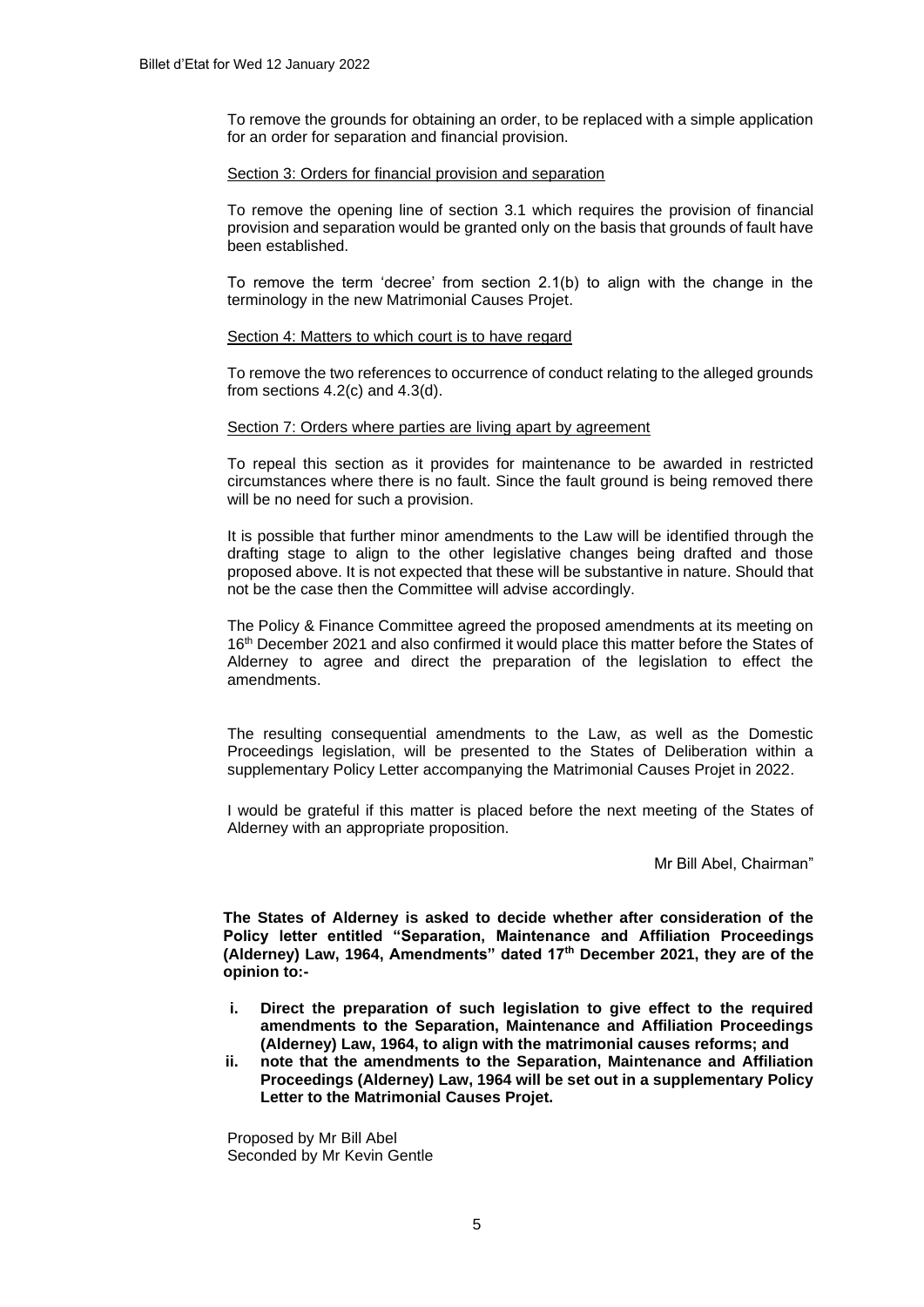To remove the grounds for obtaining an order, to be replaced with a simple application for an order for separation and financial provision.

Section 3: Orders for financial provision and separation

To remove the opening line of section 3.1 which requires the provision of financial provision and separation would be granted only on the basis that grounds of fault have been established.

To remove the term 'decree' from section 2.1(b) to align with the change in the terminology in the new Matrimonial Causes Projet.

Section 4: Matters to which court is to have regard

To remove the two references to occurrence of conduct relating to the alleged grounds from sections 4.2(c) and 4.3(d).

Section 7: Orders where parties are living apart by agreement

To repeal this section as it provides for maintenance to be awarded in restricted circumstances where there is no fault. Since the fault ground is being removed there will be no need for such a provision.

It is possible that further minor amendments to the Law will be identified through the drafting stage to align to the other legislative changes being drafted and those proposed above. It is not expected that these will be substantive in nature. Should that not be the case then the Committee will advise accordingly.

The Policy & Finance Committee agreed the proposed amendments at its meeting on 16th December 2021 and also confirmed it would place this matter before the States of Alderney to agree and direct the preparation of the legislation to effect the amendments.

The resulting consequential amendments to the Law, as well as the Domestic Proceedings legislation, will be presented to the States of Deliberation within a supplementary Policy Letter accompanying the Matrimonial Causes Projet in 2022.

I would be grateful if this matter is placed before the next meeting of the States of Alderney with an appropriate proposition.

Mr Bill Abel, Chairman"

**The States of Alderney is asked to decide whether after consideration of the Policy letter entitled "Separation, Maintenance and Affiliation Proceedings (Alderney) Law, 1964, Amendments" dated 17th December 2021, they are of the opinion to:-**

- **i. Direct the preparation of such legislation to give effect to the required amendments to the Separation, Maintenance and Affiliation Proceedings (Alderney) Law, 1964, to align with the matrimonial causes reforms; and**
- **ii. note that the amendments to the Separation, Maintenance and Affiliation Proceedings (Alderney) Law, 1964 will be set out in a supplementary Policy Letter to the Matrimonial Causes Projet.**

Proposed by Mr Bill Abel
Seconded by Mr Kevin Gentle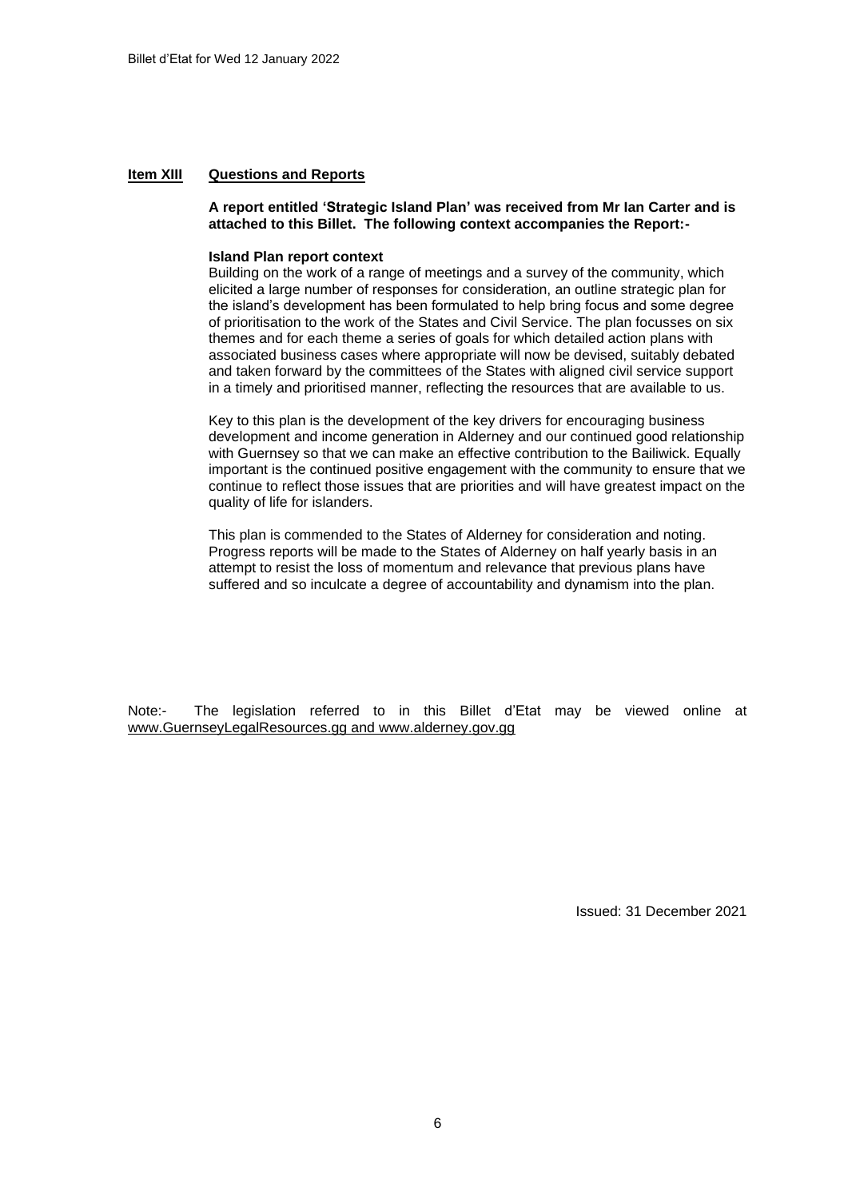**Item XIII Questions and Reports**

**A report entitled 'Strategic Island Plan' was received from Mr Ian Carter and is attached to this Billet. The following context accompanies the Report:-**

**Island Plan report context**

Building on the work of a range of meetings and a survey of the community, which elicited a large number of responses for consideration, an outline strategic plan for the island's development has been formulated to help bring focus and some degree of prioritisation to the work of the States and Civil Service. The plan focusses on six themes and for each theme a series of goals for which detailed action plans with associated business cases where appropriate will now be devised, suitably debated and taken forward by the committees of the States with aligned civil service support in a timely and prioritised manner, reflecting the resources that are available to us.

Key to this plan is the development of the key drivers for encouraging business development and income generation in Alderney and our continued good relationship with Guernsey so that we can make an effective contribution to the Bailiwick. Equally important is the continued positive engagement with the community to ensure that we continue to reflect those issues that are priorities and will have greatest impact on the quality of life for islanders.

This plan is commended to the States of Alderney for consideration and noting. Progress reports will be made to the States of Alderney on half yearly basis in an attempt to resist the loss of momentum and relevance that previous plans have suffered and so inculcate a degree of accountability and dynamism into the plan.

Note:- The legislation referred to in this Billet d'Etat may be viewed online at www.GuernseyLegalResources.gg and www.alderney.gov.gg

Issued: 31 December 2021